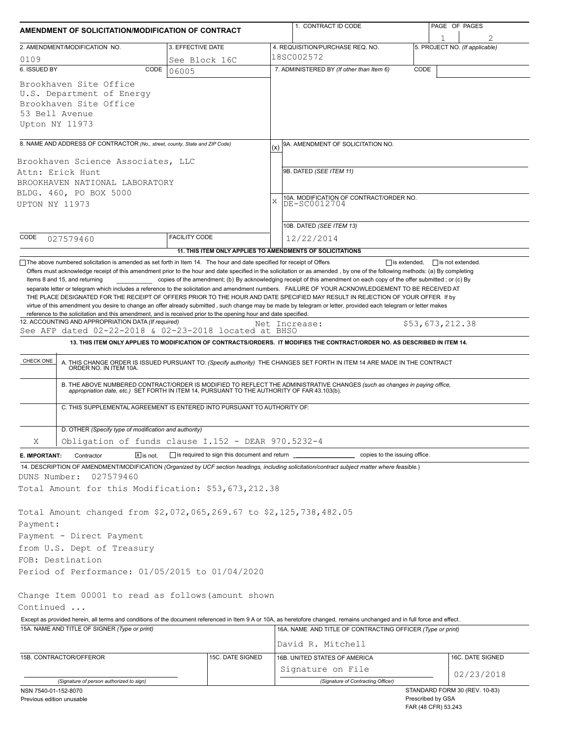# AMENDMENT OF SOLICITATION/MODIFICATION OF CONTRACT

| 1. CONTRACT ID CODE | PAGE OF PAGES |
|---|---|
| | 1 / 2 |

| 2. AMENDMENT/MODIFICATION NO. | 3. EFFECTIVE DATE | 4. REQUISITION/PURCHASE REQ. NO. | 5. PROJECT NO. (If applicable) |
|---|---|---|---|
| 0109 | See Block 16C | 18SC002572 | |

| 6. ISSUED BY | CODE | 7. ADMINISTERED BY (If other than Item 6) | CODE |
|---|---|---|---|
| Brookhaven Site Office<br>U.S. Department of Energy<br>Brookhaven Site Office<br>53 Bell Avenue<br>Upton NY 11973 | 06005 | | |

**8. NAME AND ADDRESS OF CONTRACTOR** (No., street, county, State and ZIP Code)

Brookhaven Science Associates, LLC
Attn: Erick Hunt
BROOKHAVEN NATIONAL LABORATORY
BLDG. 460, PO BOX 5000
UPTON NY 11973

CODE 027579460 | FACILITY CODE

| (x) | |
|---|---|
| | 9A. AMENDMENT OF SOLICITATION NO. |
| | 9B. DATED (SEE ITEM 11) |
| X | 10A. MODIFICATION OF CONTRACT/ORDER NO. DE-SC0012704 |
| | 10B. DATED (SEE ITEM 13) 12/22/2014 |

**11. THIS ITEM ONLY APPLIES TO AMENDMENTS OF SOLICITATIONS**

☐ The above numbered solicitation is amended as set forth in Item 14. The hour and date specified for receipt of Offers ☐ is extended, ☐ is not extended.

Offers must acknowledge receipt of this amendment prior to the hour and date specified in the solicitation or as amended , by one of the following methods: (a) By completing Items 8 and 15, and returning ________ copies of the amendment; (b) By acknowledging receipt of this amendment on each copy of the offer submitted ; or (c) By separate letter or telegram which includes a reference to the solicitation and amendment numbers. FAILURE OF YOUR ACKNOWLEDGEMENT TO BE RECEIVED AT THE PLACE DESIGNATED FOR THE RECEIPT OF OFFERS PRIOR TO THE HOUR AND DATE SPECIFIED MAY RESULT IN REJECTION OF YOUR OFFER If by virtue of this amendment you desire to change an offer already submitted , such change may be made by telegram or letter, provided each telegram or letter makes reference to the solicitation and this amendment, and is received prior to the opening hour and date specified.

**12. ACCOUNTING AND APPROPRIATION DATA** (If required)
See AFP dated 02-22-2018 & 02-23-2018 located at BHSO — Net Increase: $53,673,212.38

**13. THIS ITEM ONLY APPLIES TO MODIFICATION OF CONTRACTS/ORDERS. IT MODIFIES THE CONTRACT/ORDER NO. AS DESCRIBED IN ITEM 14.**

| CHECK ONE | |
|---|---|
| | A. THIS CHANGE ORDER IS ISSUED PURSUANT TO: (Specify authority) THE CHANGES SET FORTH IN ITEM 14 ARE MADE IN THE CONTRACT ORDER NO. IN ITEM 10A. |
| | B. THE ABOVE NUMBERED CONTRACT/ORDER IS MODIFIED TO REFLECT THE ADMINISTRATIVE CHANGES (such as changes in paying office, appropriation date, etc.) SET FORTH IN ITEM 14, PURSUANT TO THE AUTHORITY OF FAR 43.103(b). |
| | C. THIS SUPPLEMENTAL AGREEMENT IS ENTERED INTO PURSUANT TO AUTHORITY OF: |
| X | D. OTHER (Specify type of modification and authority) Obligation of funds clause I.152 - DEAR 970.5232-4 |

**E. IMPORTANT:** Contractor ☒ is not, ☐ is required to sign this document and return ________ copies to the issuing office.

**14. DESCRIPTION OF AMENDMENT/MODIFICATION** (Organized by UCF section headings, including solicitation/contract subject matter where feasible.)

DUNS Number: 027579460
Total Amount for this Modification: $53,673,212.38

Total Amount changed from $2,072,065,269.67 to $2,125,738,482.05
Payment:
Payment - Direct Payment
from U.S. Dept of Treasury
FOB: Destination
Period of Performance: 01/05/2015 to 01/04/2020

Change Item 00001 to read as follows(amount shown
Continued ...

Except as provided herein, all terms and conditions of the document referenced in Item 9 A or 10A, as heretofore changed, remains unchanged and in full force and effect.

| 15A. NAME AND TITLE OF SIGNER (Type or print) | | 16A. NAME AND TITLE OF CONTRACTING OFFICER (Type or print) | |
|---|---|---|---|
| | | David R. Mitchell | |
| 15B. CONTRACTOR/OFFEROR | 15C. DATE SIGNED | 16B. UNITED STATES OF AMERICA | 16C. DATE SIGNED |
| (Signature of person authorized to sign) | | Signature on File<br>(Signature of Contracting Officer) | 02/23/2018 |

NSN 7540-01-152-8070
Previous edition unusable

STANDARD FORM 30 (REV. 10-83)
Prescribed by GSA
FAR (48 CFR) 53.243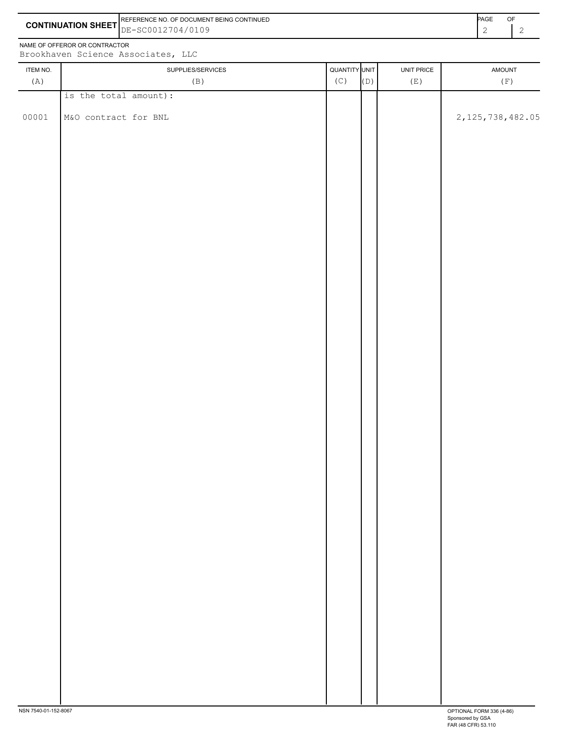**CONTINUATION SHEET**

REFERENCE NO. OF DOCUMENT BEING CONTINUED: DE-SC0012704/0109

NAME OF OFFEROR OR CONTRACTOR: Brookhaven Science Associates, LLC

| ITEM NO. (A) | SUPPLIES/SERVICES (B) | QUANTITY (C) | UNIT (D) | UNIT PRICE (E) | AMOUNT (F) |
| --- | --- | --- | --- | --- | --- |
| | is the total amount): | | | | |
| 00001 | M&O contract for BNL | | | | 2,125,738,482.05 |

NSN 7540-01-152-8067

OPTIONAL FORM 336 (4-86)
Sponsored by GSA
FAR (48 CFR) 53.110